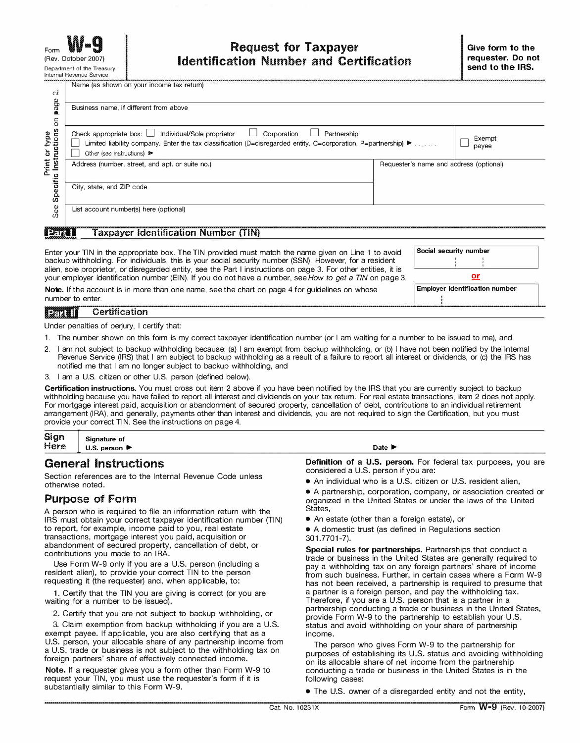Form **W-9**
(Rev. October 2007)
Department of the Treasury
Internal Revenue Service

# Request for Taxpayer Identification Number and Certification

**Give form to the requester. Do not send to the IRS.**

Print or type — See Specific Instructions on page 2.

Name (as shown on your income tax return)

Business name, if different from above

Check appropriate box: ☐ Individual/Sole proprietor ☐ Corporation ☐ Partnership ☐ Exempt payee
☐ Limited liability company. Enter the tax classification (D=disregarded entity, C=corporation, P=partnership) ▶ ..........
☐ Other (see instructions) ▶

Address (number, street, and apt. or suite no.)

Requester's name and address (optional)

City, state, and ZIP code

List account number(s) here (optional)

## Part I Taxpayer Identification Number (TIN)

Enter your TIN in the appropriate box. The TIN provided must match the name given on Line 1 to avoid backup withholding. For individuals, this is your social security number (SSN). However, for a resident alien, sole proprietor, or disregarded entity, see the Part I instructions on page 3. For other entities, it is your employer identification number (EIN). If you do not have a number, see *How to get a TIN* on page 3.

**Note.** If the account is in more than one name, see the chart on page 4 for guidelines on whose number to enter.

Social security number

**or**

Employer identification number

## Part II Certification

Under penalties of perjury, I certify that:

1. The number shown on this form is my correct taxpayer identification number (or I am waiting for a number to be issued to me), and
2. I am not subject to backup withholding because: (a) I am exempt from backup withholding, or (b) I have not been notified by the Internal Revenue Service (IRS) that I am subject to backup withholding as a result of a failure to report all interest or dividends, or (c) the IRS has notified me that I am no longer subject to backup withholding, and
3. I am a U.S. citizen or other U.S. person (defined below).

**Certification instructions.** You must cross out item 2 above if you have been notified by the IRS that you are currently subject to backup withholding because you have failed to report all interest and dividends on your tax return. For real estate transactions, item 2 does not apply. For mortgage interest paid, acquisition or abandonment of secured property, cancellation of debt, contributions to an individual retirement arrangement (IRA), and generally, payments other than interest and dividends, you are not required to sign the Certification, but you must provide your correct TIN. See the instructions on page 4.

**Sign Here** Signature of U.S. person ▶ Date ▶

# General Instructions

Section references are to the Internal Revenue Code unless otherwise noted.

## Purpose of Form

A person who is required to file an information return with the IRS must obtain your correct taxpayer identification number (TIN) to report, for example, income paid to you, real estate transactions, mortgage interest you paid, acquisition or abandonment of secured property, cancellation of debt, or contributions you made to an IRA.

Use Form W-9 only if you are a U.S. person (including a resident alien), to provide your correct TIN to the person requesting it (the requester) and, when applicable, to:

**1.** Certify that the TIN you are giving is correct (or you are waiting for a number to be issued),

2. Certify that you are not subject to backup withholding, or

3. Claim exemption from backup withholding if you are a U.S. exempt payee. If applicable, you are also certifying that as a U.S. person, your allocable share of any partnership income from a U.S. trade or business is not subject to the withholding tax on foreign partners' share of effectively connected income.

**Note.** If a requester gives you a form other than Form W-9 to request your TIN, you must use the requester's form if it is substantially similar to this Form W-9.

**Definition of a U.S. person.** For federal tax purposes, you are considered a U.S. person if you are:

- An individual who is a U.S. citizen or U.S. resident alien,
- A partnership, corporation, company, or association created or organized in the United States or under the laws of the United States,
- An estate (other than a foreign estate), or
- A domestic trust (as defined in Regulations section 301.7701-7).

**Special rules for partnerships.** Partnerships that conduct a trade or business in the United States are generally required to pay a withholding tax on any foreign partners' share of income from such business. Further, in certain cases where a Form W-9 has not been received, a partnership is required to presume that a partner is a foreign person, and pay the withholding tax. Therefore, if you are a U.S. person that is a partner in a partnership conducting a trade or business in the United States, provide Form W-9 to the partnership to establish your U.S. status and avoid withholding on your share of partnership income.

The person who gives Form W-9 to the partnership for purposes of establishing its U.S. status and avoiding withholding on its allocable share of net income from the partnership conducting a trade or business in the United States is in the following cases:

- The U.S. owner of a disregarded entity and not the entity,

Cat. No. 10231X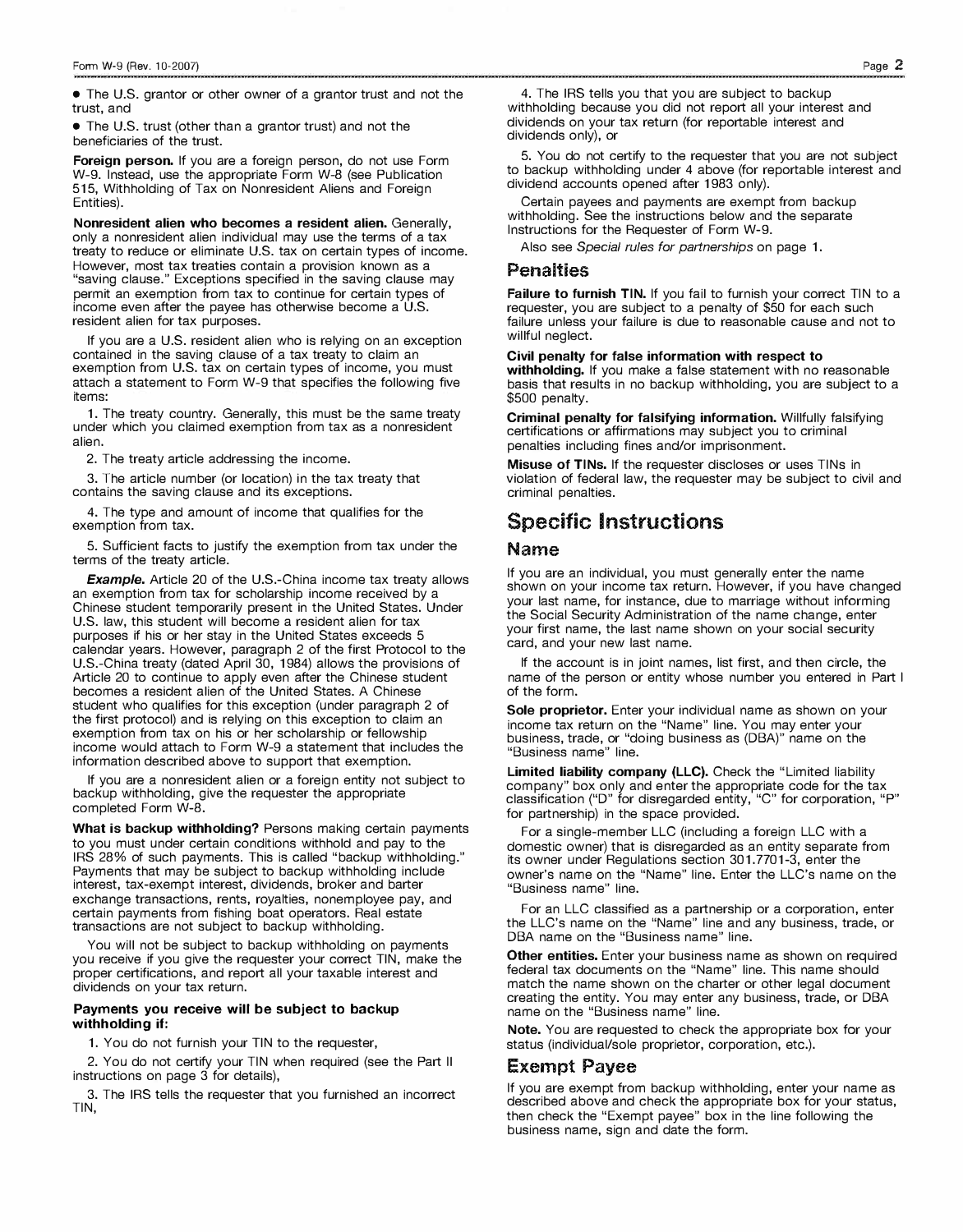- The U.S. grantor or other owner of a grantor trust and not the trust, and
- The U.S. trust (other than a grantor trust) and not the beneficiaries of the trust.

**Foreign person.** If you are a foreign person, do not use Form W-9. Instead, use the appropriate Form W-8 (see Publication 515, Withholding of Tax on Nonresident Aliens and Foreign Entities).

**Nonresident alien who becomes a resident alien.** Generally, only a nonresident alien individual may use the terms of a tax treaty to reduce or eliminate U.S. tax on certain types of income. However, most tax treaties contain a provision known as a "saving clause." Exceptions specified in the saving clause may permit an exemption from tax to continue for certain types of income even after the payee has otherwise become a U.S. resident alien for tax purposes.

If you are a U.S. resident alien who is relying on an exception contained in the saving clause of a tax treaty to claim an exemption from U.S. tax on certain types of income, you must attach a statement to Form W-9 that specifies the following five items:

1. The treaty country. Generally, this must be the same treaty under which you claimed exemption from tax as a nonresident alien.

2. The treaty article addressing the income.

3. The article number (or location) in the tax treaty that contains the saving clause and its exceptions.

4. The type and amount of income that qualifies for the exemption from tax.

5. Sufficient facts to justify the exemption from tax under the terms of the treaty article.

***Example.*** Article 20 of the U.S.-China income tax treaty allows an exemption from tax for scholarship income received by a Chinese student temporarily present in the United States. Under U.S. law, this student will become a resident alien for tax purposes if his or her stay in the United States exceeds 5 calendar years. However, paragraph 2 of the first Protocol to the U.S.-China treaty (dated April 30, 1984) allows the provisions of Article 20 to continue to apply even after the Chinese student becomes a resident alien of the United States. A Chinese student who qualifies for this exception (under paragraph 2 of the first protocol) and is relying on this exception to claim an exemption from tax on his or her scholarship or fellowship income would attach to Form W-9 a statement that includes the information described above to support that exemption.

If you are a nonresident alien or a foreign entity not subject to backup withholding, give the requester the appropriate completed Form W-8.

**What is backup withholding?** Persons making certain payments to you must under certain conditions withhold and pay to the IRS 28% of such payments. This is called "backup withholding." Payments that may be subject to backup withholding include interest, tax-exempt interest, dividends, broker and barter exchange transactions, rents, royalties, nonemployee pay, and certain payments from fishing boat operators. Real estate transactions are not subject to backup withholding.

You will not be subject to backup withholding on payments you receive if you give the requester your correct TIN, make the proper certifications, and report all your taxable interest and dividends on your tax return.

**Payments you receive will be subject to backup withholding if:**

1. You do not furnish your TIN to the requester,

2. You do not certify your TIN when required (see the Part II instructions on page 3 for details),

3. The IRS tells the requester that you furnished an incorrect TIN,

4. The IRS tells you that you are subject to backup withholding because you did not report all your interest and dividends on your tax return (for reportable interest and dividends only), or

5. You do not certify to the requester that you are not subject to backup withholding under 4 above (for reportable interest and dividend accounts opened after 1983 only).

Certain payees and payments are exempt from backup withholding. See the instructions below and the separate Instructions for the Requester of Form W-9.

Also see *Special rules for partnerships* on page 1.

## Penalties

**Failure to furnish TIN.** If you fail to furnish your correct TIN to a requester, you are subject to a penalty of $50 for each such failure unless your failure is due to reasonable cause and not to willful neglect.

**Civil penalty for false information with respect to withholding.** If you make a false statement with no reasonable basis that results in no backup withholding, you are subject to a $500 penalty.

**Criminal penalty for falsifying information.** Willfully falsifying certifications or affirmations may subject you to criminal penalties including fines and/or imprisonment.

**Misuse of TINs.** If the requester discloses or uses TINs in violation of federal law, the requester may be subject to civil and criminal penalties.

# Specific Instructions

## Name

If you are an individual, you must generally enter the name shown on your income tax return. However, if you have changed your last name, for instance, due to marriage without informing the Social Security Administration of the name change, enter your first name, the last name shown on your social security card, and your new last name.

If the account is in joint names, list first, and then circle, the name of the person or entity whose number you entered in Part I of the form.

**Sole proprietor.** Enter your individual name as shown on your income tax return on the "Name" line. You may enter your business, trade, or "doing business as (DBA)" name on the "Business name" line.

**Limited liability company (LLC).** Check the "Limited liability company" box only and enter the appropriate code for the tax classification ("D" for disregarded entity, "C" for corporation, "P" for partnership) in the space provided.

For a single-member LLC (including a foreign LLC with a domestic owner) that is disregarded as an entity separate from its owner under Regulations section 301.7701-3, enter the owner's name on the "Name" line. Enter the LLC's name on the "Business name" line.

For an LLC classified as a partnership or a corporation, enter the LLC's name on the "Name" line and any business, trade, or DBA name on the "Business name" line.

**Other entities.** Enter your business name as shown on required federal tax documents on the "Name" line. This name should match the name shown on the charter or other legal document creating the entity. You may enter any business, trade, or DBA name on the "Business name" line.

**Note.** You are requested to check the appropriate box for your status (individual/sole proprietor, corporation, etc.).

## Exempt Payee

If you are exempt from backup withholding, enter your name as described above and check the appropriate box for your status, then check the "Exempt payee" box in the line following the business name, sign and date the form.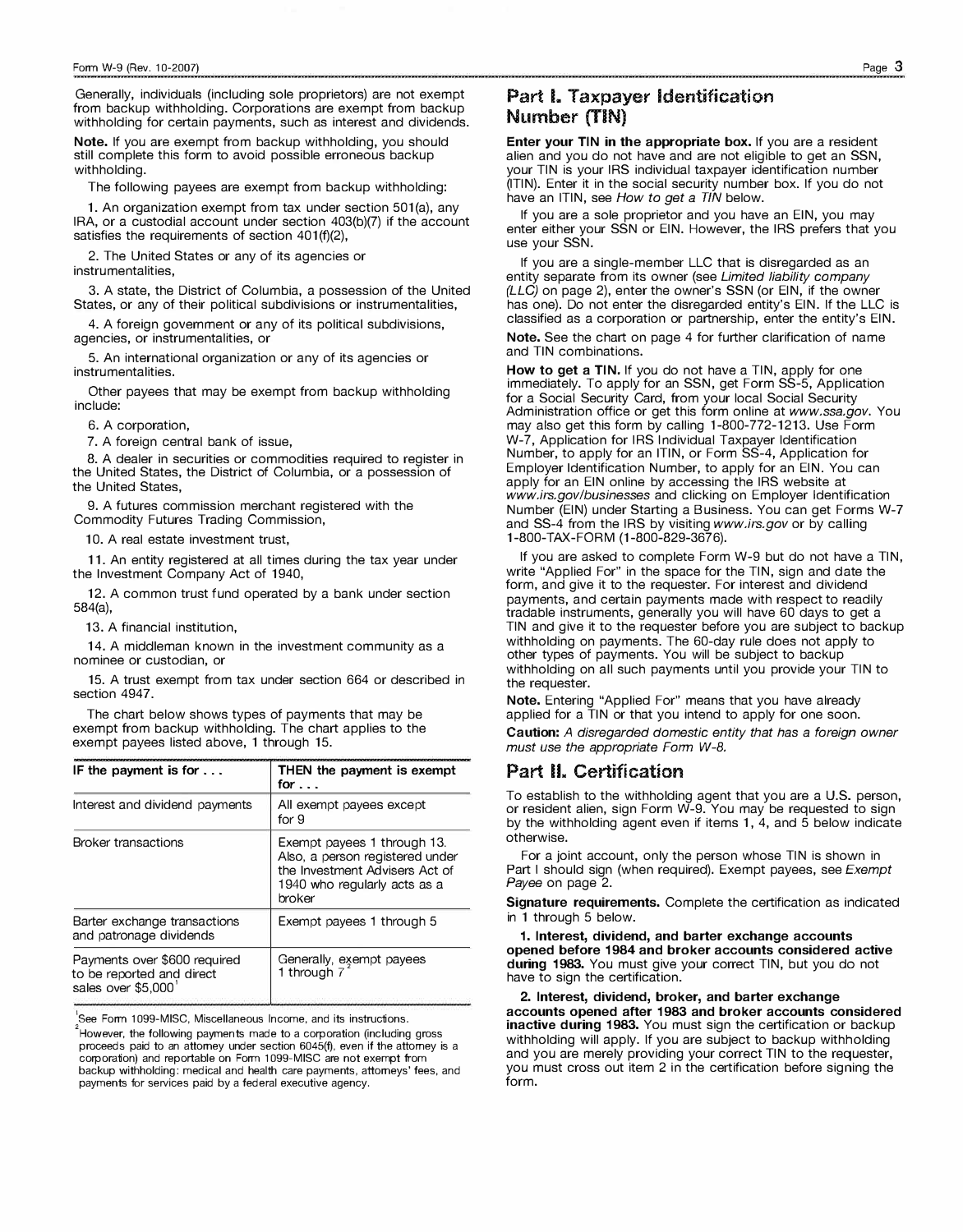Generally, individuals (including sole proprietors) are not exempt from backup withholding. Corporations are exempt from backup withholding for certain payments, such as interest and dividends.

**Note.** If you are exempt from backup withholding, you should still complete this form to avoid possible erroneous backup withholding.

The following payees are exempt from backup withholding:

1. An organization exempt from tax under section 501(a), any IRA, or a custodial account under section 403(b)(7) if the account satisfies the requirements of section 401(f)(2),

2. The United States or any of its agencies or instrumentalities,

3. A state, the District of Columbia, a possession of the United States, or any of their political subdivisions or instrumentalities,

4. A foreign government or any of its political subdivisions, agencies, or instrumentalities, or

5. An international organization or any of its agencies or instrumentalities.

Other payees that may be exempt from backup withholding include:

6. A corporation,

7. A foreign central bank of issue,

8. A dealer in securities or commodities required to register in the United States, the District of Columbia, or a possession of the United States,

9. A futures commission merchant registered with the Commodity Futures Trading Commission,

10. A real estate investment trust,

11. An entity registered at all times during the tax year under the Investment Company Act of 1940,

12. A common trust fund operated by a bank under section 584(a),

13. A financial institution,

14. A middleman known in the investment community as a nominee or custodian, or

15. A trust exempt from tax under section 664 or described in section 4947.

The chart below shows types of payments that may be exempt from backup withholding. The chart applies to the exempt payees listed above, 1 through 15.

| IF the payment is for . . . | THEN the payment is exempt for . . . |
|---|---|
| Interest and dividend payments | All exempt payees except for 9 |
| Broker transactions | Exempt payees 1 through 13. Also, a person registered under the Investment Advisers Act of 1940 who regularly acts as a broker |
| Barter exchange transactions and patronage dividends | Exempt payees 1 through 5 |
| Payments over $600 required to be reported and direct sales over $5,000[1] | Generally, exempt payees 1 through 7[2] |

[1] See Form 1099-MISC, Miscellaneous Income, and its instructions.

[2] However, the following payments made to a corporation (including gross proceeds paid to an attorney under section 6045(f), even if the attorney is a corporation) and reportable on Form 1099-MISC are not exempt from backup withholding: medical and health care payments, attorneys' fees, and payments for services paid by a federal executive agency.

## Part I. Taxpayer Identification Number (TIN)

**Enter your TIN in the appropriate box.** If you are a resident alien and you do not have and are not eligible to get an SSN, your TIN is your IRS individual taxpayer identification number (ITIN). Enter it in the social security number box. If you do not have an ITIN, see *How to get a TIN* below.

If you are a sole proprietor and you have an EIN, you may enter either your SSN or EIN. However, the IRS prefers that you use your SSN.

If you are a single-member LLC that is disregarded as an entity separate from its owner (see *Limited liability company (LLC)* on page 2), enter the owner's SSN (or EIN, if the owner has one). Do not enter the disregarded entity's EIN. If the LLC is classified as a corporation or partnership, enter the entity's EIN.

**Note.** See the chart on page 4 for further clarification of name and TIN combinations.

**How to get a TIN.** If you do not have a TIN, apply for one immediately. To apply for an SSN, get Form SS-5, Application for a Social Security Card, from your local Social Security Administration office or get this form online at *www.ssa.gov*. You may also get this form by calling 1-800-772-1213. Use Form W-7, Application for IRS Individual Taxpayer Identification Number, to apply for an ITIN, or Form SS-4, Application for Employer Identification Number, to apply for an EIN. You can apply for an EIN online by accessing the IRS website at *www.irs.gov/businesses* and clicking on Employer Identification Number (EIN) under Starting a Business. You can get Forms W-7 and SS-4 from the IRS by visiting *www.irs.gov* or by calling 1-800-TAX-FORM (1-800-829-3676).

If you are asked to complete Form W-9 but do not have a TIN, write "Applied For" in the space for the TIN, sign and date the form, and give it to the requester. For interest and dividend payments, and certain payments made with respect to readily tradable instruments, generally you will have 60 days to get a TIN and give it to the requester before you are subject to backup withholding on payments. The 60-day rule does not apply to other types of payments. You will be subject to backup withholding on all such payments until you provide your TIN to the requester.

**Note.** Entering "Applied For" means that you have already applied for a TIN or that you intend to apply for one soon.

**Caution:** *A disregarded domestic entity that has a foreign owner must use the appropriate Form W-8.*

## Part II. Certification

To establish to the withholding agent that you are a U.S. person, or resident alien, sign Form W-9. You may be requested to sign by the withholding agent even if items 1, 4, and 5 below indicate otherwise.

For a joint account, only the person whose TIN is shown in Part I should sign (when required). Exempt payees, see *Exempt Payee* on page 2.

**Signature requirements.** Complete the certification as indicated in 1 through 5 below.

**1. Interest, dividend, and barter exchange accounts opened before 1984 and broker accounts considered active during 1983.** You must give your correct TIN, but you do not have to sign the certification.

**2. Interest, dividend, broker, and barter exchange accounts opened after 1983 and broker accounts considered inactive during 1983.** You must sign the certification or backup withholding will apply. If you are subject to backup withholding and you are merely providing your correct TIN to the requester, you must cross out item 2 in the certification before signing the form.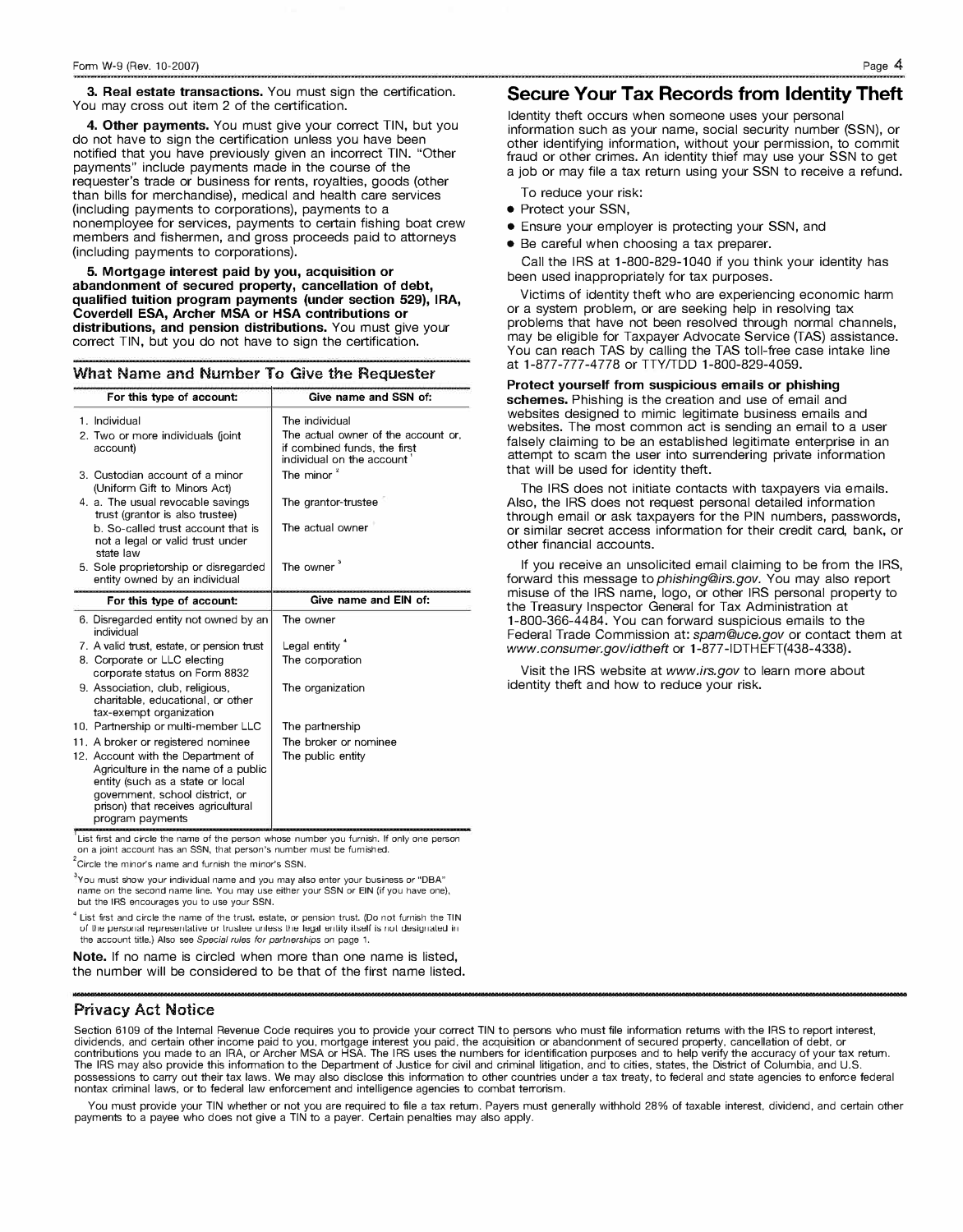**3. Real estate transactions.** You must sign the certification. You may cross out item 2 of the certification.

**4. Other payments.** You must give your correct TIN, but you do not have to sign the certification unless you have been notified that you have previously given an incorrect TIN. "Other payments" include payments made in the course of the requester's trade or business for rents, royalties, goods (other than bills for merchandise), medical and health care services (including payments to corporations), payments to a nonemployee for services, payments to certain fishing boat crew members and fishermen, and gross proceeds paid to attorneys (including payments to corporations).

**5. Mortgage interest paid by you, acquisition or abandonment of secured property, cancellation of debt, qualified tuition program payments (under section 529), IRA, Coverdell ESA, Archer MSA or HSA contributions or distributions, and pension distributions.** You must give your correct TIN, but you do not have to sign the certification.

## What Name and Number To Give the Requester

| For this type of account: | Give name and SSN of: |
|---|---|
| 1. Individual | The individual |
| 2. Two or more individuals (joint account) | The actual owner of the account or, if combined funds, the first individual on the account [1] |
| 3. Custodian account of a minor (Uniform Gift to Minors Act) | The minor [2] |
| 4. a. The usual revocable savings trust (grantor is also trustee) | The grantor-trustee [1] |
| b. So-called trust account that is not a legal or valid trust under state law | The actual owner [1] |
| 5. Sole proprietorship or disregarded entity owned by an individual | The owner [3] |
| **For this type of account:** | **Give name and EIN of:** |
| 6. Disregarded entity not owned by an individual | The owner |
| 7. A valid trust, estate, or pension trust | Legal entity [4] |
| 8. Corporate or LLC electing corporate status on Form 8832 | The corporation |
| 9. Association, club, religious, charitable, educational, or other tax-exempt organization | The organization |
| 10. Partnership or multi-member LLC | The partnership |
| 11. A broker or registered nominee | The broker or nominee |
| 12. Account with the Department of Agriculture in the name of a public entity (such as a state or local government, school district, or prison) that receives agricultural program payments | The public entity |

[1] List first and circle the name of the person whose number you furnish. If only one person on a joint account has an SSN, that person's number must be furnished.

[2] Circle the minor's name and furnish the minor's SSN.

[3] You must show your individual name and you may also enter your business or "DBA" name on the second name line. You may use either your SSN or EIN (if you have one), but the IRS encourages you to use your SSN.

[4] List first and circle the name of the trust, estate, or pension trust. (Do not furnish the TIN of the personal representative or trustee unless the legal entity itself is not designated in the account title.) Also see *Special rules for partnerships* on page 1.

**Note.** If no name is circled when more than one name is listed, the number will be considered to be that of the first name listed.

## Secure Your Tax Records from Identity Theft

Identity theft occurs when someone uses your personal information such as your name, social security number (SSN), or other identifying information, without your permission, to commit fraud or other crimes. An identity thief may use your SSN to get a job or may file a tax return using your SSN to receive a refund.

To reduce your risk:

- Protect your SSN,
- Ensure your employer is protecting your SSN, and
- Be careful when choosing a tax preparer.

Call the IRS at 1-800-829-1040 if you think your identity has been used inappropriately for tax purposes.

Victims of identity theft who are experiencing economic harm or a system problem, or are seeking help in resolving tax problems that have not been resolved through normal channels, may be eligible for Taxpayer Advocate Service (TAS) assistance. You can reach TAS by calling the TAS toll-free case intake line at 1-877-777-4778 or TTY/TDD 1-800-829-4059.

**Protect yourself from suspicious emails or phishing schemes.** Phishing is the creation and use of email and websites designed to mimic legitimate business emails and websites. The most common act is sending an email to a user falsely claiming to be an established legitimate enterprise in an attempt to scam the user into surrendering private information that will be used for identity theft.

The IRS does not initiate contacts with taxpayers via emails. Also, the IRS does not request personal detailed information through email or ask taxpayers for the PIN numbers, passwords, or similar secret access information for their credit card, bank, or other financial accounts.

If you receive an unsolicited email claiming to be from the IRS, forward this message to *phishing@irs.gov*. You may also report misuse of the IRS name, logo, or other IRS personal property to the Treasury Inspector General for Tax Administration at 1-800-366-4484. You can forward suspicious emails to the Federal Trade Commission at: *spam@uce.gov* or contact them at *www.consumer.gov/idtheft* or 1-877-IDTHEFT(438-4338).

Visit the IRS website at *www.irs.gov* to learn more about identity theft and how to reduce your risk.

## Privacy Act Notice

Section 6109 of the Internal Revenue Code requires you to provide your correct TIN to persons who must file information returns with the IRS to report interest, dividends, and certain other income paid to you, mortgage interest you paid, the acquisition or abandonment of secured property, cancellation of debt, or contributions you made to an IRA, or Archer MSA or HSA. The IRS uses the numbers for identification purposes and to help verify the accuracy of your tax return. The IRS may also provide this information to the Department of Justice for civil and criminal litigation, and to cities, states, the District of Columbia, and U.S. possessions to carry out their tax laws. We may also disclose this information to other countries under a tax treaty, to federal and state agencies to enforce federal nontax criminal laws, or to federal law enforcement and intelligence agencies to combat terrorism.

You must provide your TIN whether or not you are required to file a tax return. Payers must generally withhold 28% of taxable interest, dividend, and certain other payments to a payee who does not give a TIN to a payer. Certain penalties may also apply.